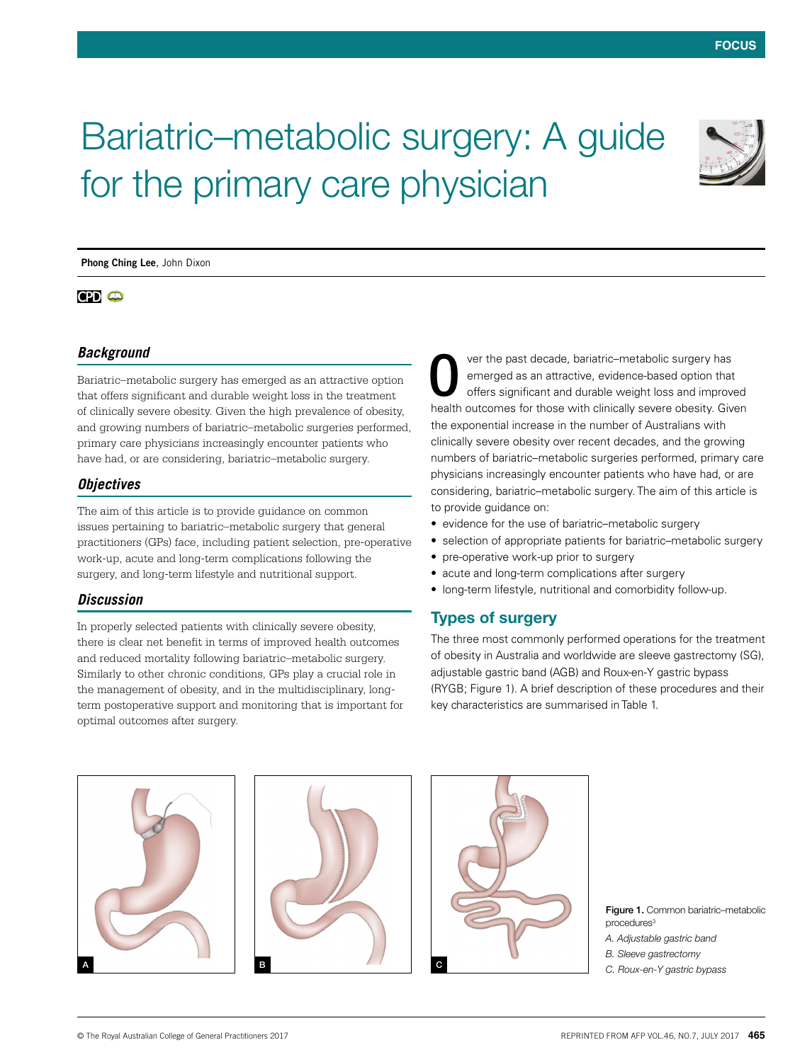FOCUS

# Bariatric–metabolic surgery: A guide for the primary care physician

**Phong Ching Lee**, John Dixon

CPD

### *Background*

Bariatric–metabolic surgery has emerged as an attractive option that offers significant and durable weight loss in the treatment of clinically severe obesity. Given the high prevalence of obesity, and growing numbers of bariatric–metabolic surgeries performed, primary care physicians increasingly encounter patients who have had, or are considering, bariatric–metabolic surgery.

### *Objectives*

The aim of this article is to provide guidance on common issues pertaining to bariatric–metabolic surgery that general practitioners (GPs) face, including patient selection, pre-operative work-up, acute and long-term complications following the surgery, and long-term lifestyle and nutritional support.

### *Discussion*

In properly selected patients with clinically severe obesity, there is clear net benefit in terms of improved health outcomes and reduced mortality following bariatric–metabolic surgery. Similarly to other chronic conditions, GPs play a crucial role in the management of obesity, and in the multidisciplinary, long-term postoperative support and monitoring that is important for optimal outcomes after surgery.

Over the past decade, bariatric–metabolic surgery has emerged as an attractive, evidence-based option that offers significant and durable weight loss and improved health outcomes for those with clinically severe obesity. Given the exponential increase in the number of Australians with clinically severe obesity over recent decades, and the growing numbers of bariatric–metabolic surgeries performed, primary care physicians increasingly encounter patients who have had, or are considering, bariatric–metabolic surgery. The aim of this article is to provide guidance on:

- evidence for the use of bariatric–metabolic surgery
- selection of appropriate patients for bariatric–metabolic surgery
- pre-operative work-up prior to surgery
- acute and long-term complications after surgery
- long-term lifestyle, nutritional and comorbidity follow-up.

## Types of surgery

The three most commonly performed operations for the treatment of obesity in Australia and worldwide are sleeve gastrectomy (SG), adjustable gastric band (AGB) and Roux-en-Y gastric bypass (RYGB; Figure 1). A brief description of these procedures and their key characteristics are summarised in Table 1.

**Figure 1.** Common bariatric–metabolic procedures[3]
*A. Adjustable gastric band*
*B. Sleeve gastrectomy*
*C. Roux-en-Y gastric bypass*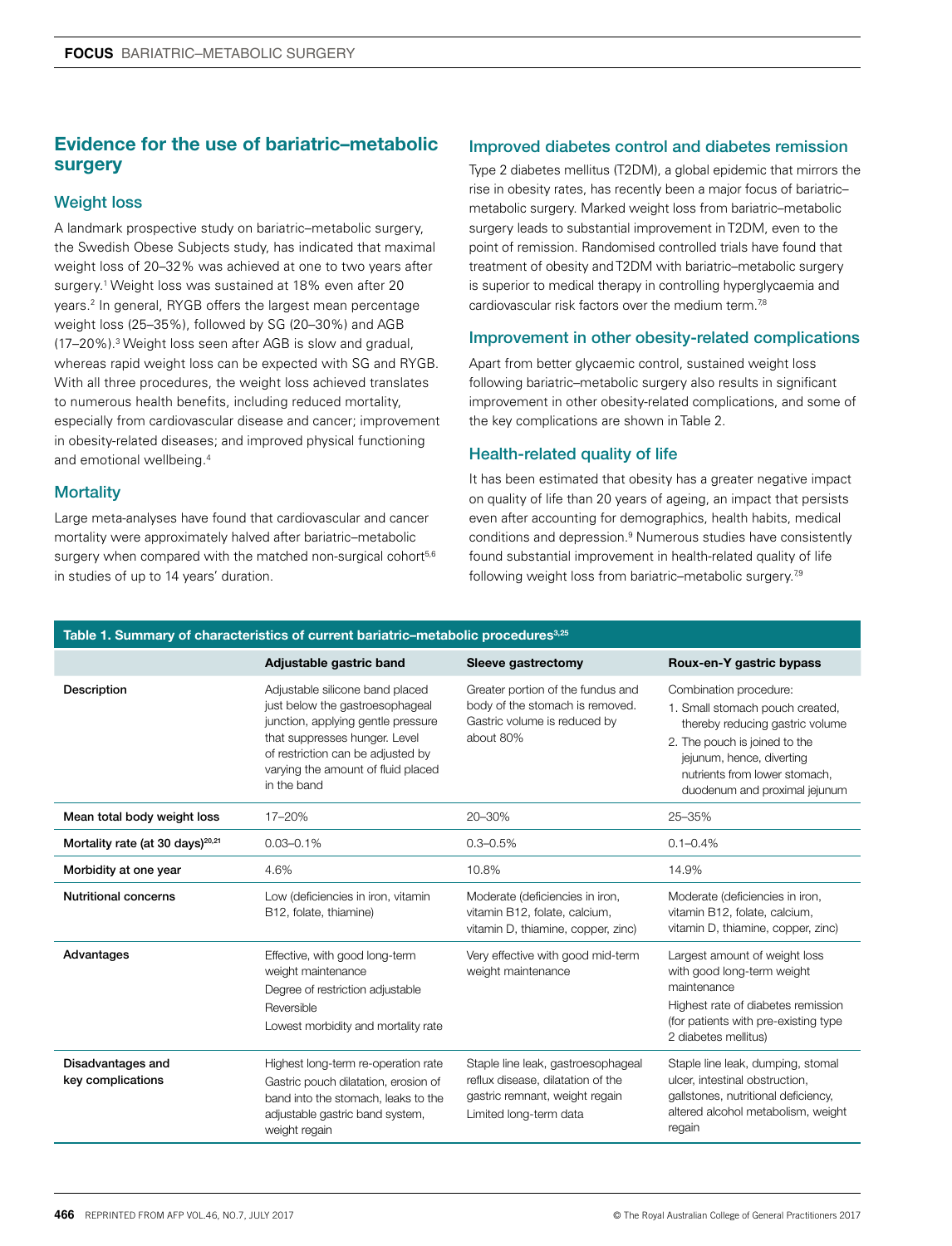## Evidence for the use of bariatric–metabolic surgery

### Weight loss

A landmark prospective study on bariatric–metabolic surgery, the Swedish Obese Subjects study, has indicated that maximal weight loss of 20–32% was achieved at one to two years after surgery.[1] Weight loss was sustained at 18% even after 20 years.[2] In general, RYGB offers the largest mean percentage weight loss (25–35%), followed by SG (20–30%) and AGB (17–20%).[3] Weight loss seen after AGB is slow and gradual, whereas rapid weight loss can be expected with SG and RYGB. With all three procedures, the weight loss achieved translates to numerous health benefits, including reduced mortality, especially from cardiovascular disease and cancer; improvement in obesity-related diseases; and improved physical functioning and emotional wellbeing.[4]

### Mortality

Large meta-analyses have found that cardiovascular and cancer mortality were approximately halved after bariatric–metabolic surgery when compared with the matched non-surgical cohort[5,6] in studies of up to 14 years' duration.

### Improved diabetes control and diabetes remission

Type 2 diabetes mellitus (T2DM), a global epidemic that mirrors the rise in obesity rates, has recently been a major focus of bariatric–metabolic surgery. Marked weight loss from bariatric–metabolic surgery leads to substantial improvement in T2DM, even to the point of remission. Randomised controlled trials have found that treatment of obesity and T2DM with bariatric–metabolic surgery is superior to medical therapy in controlling hyperglycaemia and cardiovascular risk factors over the medium term.[7,8]

### Improvement in other obesity-related complications

Apart from better glycaemic control, sustained weight loss following bariatric–metabolic surgery also results in significant improvement in other obesity-related complications, and some of the key complications are shown in Table 2.

### Health-related quality of life

It has been estimated that obesity has a greater negative impact on quality of life than 20 years of ageing, an impact that persists even after accounting for demographics, health habits, medical conditions and depression.[9] Numerous studies have consistently found substantial improvement in health-related quality of life following weight loss from bariatric–metabolic surgery.[7,9]

**Table 1. Summary of characteristics of current bariatric–metabolic procedures[3,25]**

| | Adjustable gastric band | Sleeve gastrectomy | Roux-en-Y gastric bypass |
|---|---|---|---|
| Description | Adjustable silicone band placed just below the gastroesophageal junction, applying gentle pressure that suppresses hunger. Level of restriction can be adjusted by varying the amount of fluid placed in the band | Greater portion of the fundus and body of the stomach is removed. Gastric volume is reduced by about 80% | Combination procedure: 1. Small stomach pouch created, thereby reducing gastric volume 2. The pouch is joined to the jejunum, hence, diverting nutrients from lower stomach, duodenum and proximal jejunum |
| Mean total body weight loss | 17–20% | 20–30% | 25–35% |
| Mortality rate (at 30 days)[20,21] | 0.03–0.1% | 0.3–0.5% | 0.1–0.4% |
| Morbidity at one year | 4.6% | 10.8% | 14.9% |
| Nutritional concerns | Low (deficiencies in iron, vitamin B12, folate, thiamine) | Moderate (deficiencies in iron, vitamin B12, folate, calcium, vitamin D, thiamine, copper, zinc) | Moderate (deficiencies in iron, vitamin B12, folate, calcium, vitamin D, thiamine, copper, zinc) |
| Advantages | Effective, with good long-term weight maintenance<br>Degree of restriction adjustable<br>Reversible<br>Lowest morbidity and mortality rate | Very effective with good mid-term weight maintenance | Largest amount of weight loss with good long-term weight maintenance<br>Highest rate of diabetes remission (for patients with pre-existing type 2 diabetes mellitus) |
| Disadvantages and key complications | Highest long-term re-operation rate<br>Gastric pouch dilatation, erosion of band into the stomach, leaks to the adjustable gastric band system, weight regain | Staple line leak, gastroesophageal reflux disease, dilatation of the gastric remnant, weight regain<br>Limited long-term data | Staple line leak, dumping, stomal ulcer, intestinal obstruction, gallstones, nutritional deficiency, altered alcohol metabolism, weight regain |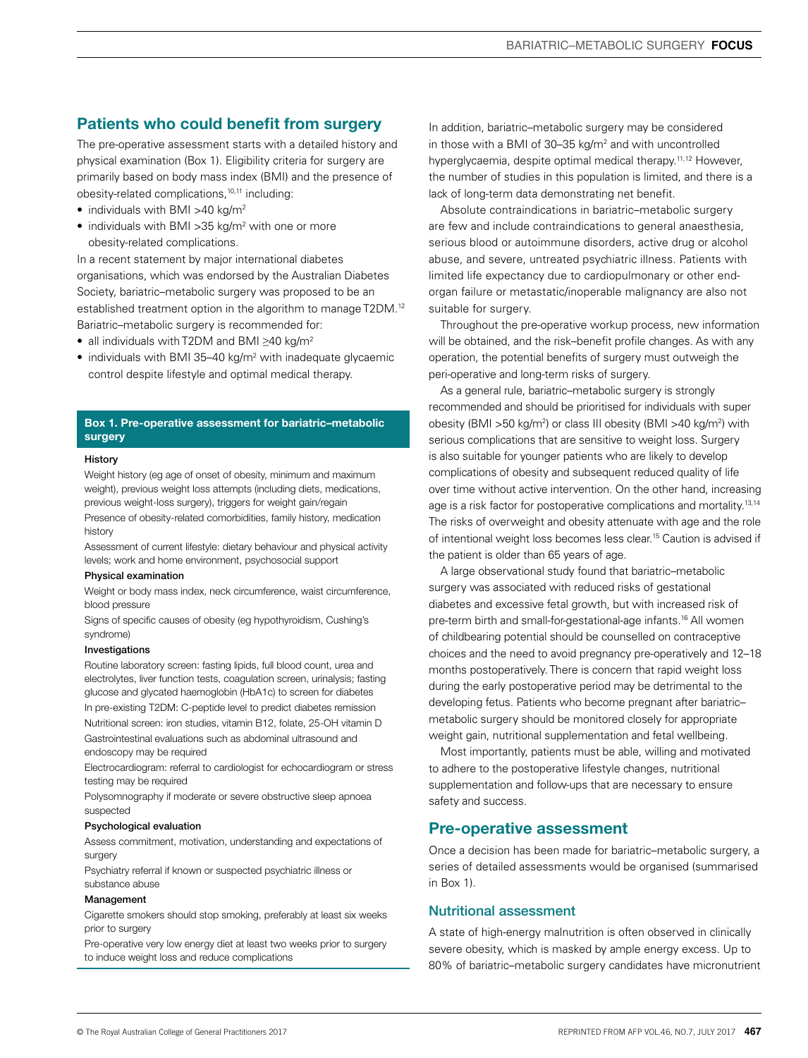## Patients who could benefit from surgery

The pre-operative assessment starts with a detailed history and physical examination (Box 1). Eligibility criteria for surgery are primarily based on body mass index (BMI) and the presence of obesity-related complications,[10,11] including:

- individuals with BMI >40 kg/m$^2$
- individuals with BMI >35 kg/m$^2$ with one or more obesity-related complications.

In a recent statement by major international diabetes organisations, which was endorsed by the Australian Diabetes Society, bariatric–metabolic surgery was proposed to be an established treatment option in the algorithm to manage T2DM.[12] Bariatric–metabolic surgery is recommended for:

- all individuals with T2DM and BMI ≥40 kg/m$^2$
- individuals with BMI 35–40 kg/m$^2$ with inadequate glycaemic control despite lifestyle and optimal medical therapy.

### Box 1. Pre-operative assessment for bariatric–metabolic surgery

**History**

Weight history (eg age of onset of obesity, minimum and maximum weight), previous weight loss attempts (including diets, medications, previous weight-loss surgery), triggers for weight gain/regain

Presence of obesity-related comorbidities, family history, medication history

Assessment of current lifestyle: dietary behaviour and physical activity levels; work and home environment, psychosocial support

**Physical examination**

Weight or body mass index, neck circumference, waist circumference, blood pressure

Signs of specific causes of obesity (eg hypothyroidism, Cushing's syndrome)

**Investigations**

Routine laboratory screen: fasting lipids, full blood count, urea and electrolytes, liver function tests, coagulation screen, urinalysis; fasting glucose and glycated haemoglobin (HbA1c) to screen for diabetes

In pre-existing T2DM: C-peptide level to predict diabetes remission

Nutritional screen: iron studies, vitamin B12, folate, 25-OH vitamin D

Gastrointestinal evaluations such as abdominal ultrasound and endoscopy may be required

Electrocardiogram: referral to cardiologist for echocardiogram or stress testing may be required

Polysomnography if moderate or severe obstructive sleep apnoea suspected

**Psychological evaluation**

Assess commitment, motivation, understanding and expectations of surgery

Psychiatry referral if known or suspected psychiatric illness or substance abuse

**Management**

Cigarette smokers should stop smoking, preferably at least six weeks prior to surgery

Pre-operative very low energy diet at least two weeks prior to surgery to induce weight loss and reduce complications

In addition, bariatric–metabolic surgery may be considered in those with a BMI of 30–35 kg/m$^2$ and with uncontrolled hyperglycaemia, despite optimal medical therapy.[11,12] However, the number of studies in this population is limited, and there is a lack of long-term data demonstrating net benefit.

Absolute contraindications in bariatric–metabolic surgery are few and include contraindications to general anaesthesia, serious blood or autoimmune disorders, active drug or alcohol abuse, and severe, untreated psychiatric illness. Patients with limited life expectancy due to cardiopulmonary or other end-organ failure or metastatic/inoperable malignancy are also not suitable for surgery.

Throughout the pre-operative workup process, new information will be obtained, and the risk–benefit profile changes. As with any operation, the potential benefits of surgery must outweigh the peri-operative and long-term risks of surgery.

As a general rule, bariatric–metabolic surgery is strongly recommended and should be prioritised for individuals with super obesity (BMI >50 kg/m$^2$) or class III obesity (BMI >40 kg/m$^2$) with serious complications that are sensitive to weight loss. Surgery is also suitable for younger patients who are likely to develop complications of obesity and subsequent reduced quality of life over time without active intervention. On the other hand, increasing age is a risk factor for postoperative complications and mortality.[13,14] The risks of overweight and obesity attenuate with age and the role of intentional weight loss becomes less clear.[15] Caution is advised if the patient is older than 65 years of age.

A large observational study found that bariatric–metabolic surgery was associated with reduced risks of gestational diabetes and excessive fetal growth, but with increased risk of pre-term birth and small-for-gestational-age infants.[16] All women of childbearing potential should be counselled on contraceptive choices and the need to avoid pregnancy pre-operatively and 12–18 months postoperatively. There is concern that rapid weight loss during the early postoperative period may be detrimental to the developing fetus. Patients who become pregnant after bariatric–metabolic surgery should be monitored closely for appropriate weight gain, nutritional supplementation and fetal wellbeing.

Most importantly, patients must be able, willing and motivated to adhere to the postoperative lifestyle changes, nutritional supplementation and follow-ups that are necessary to ensure safety and success.

## Pre-operative assessment

Once a decision has been made for bariatric–metabolic surgery, a series of detailed assessments would be organised (summarised in Box 1).

### Nutritional assessment

A state of high-energy malnutrition is often observed in clinically severe obesity, which is masked by ample energy excess. Up to 80% of bariatric–metabolic surgery candidates have micronutrient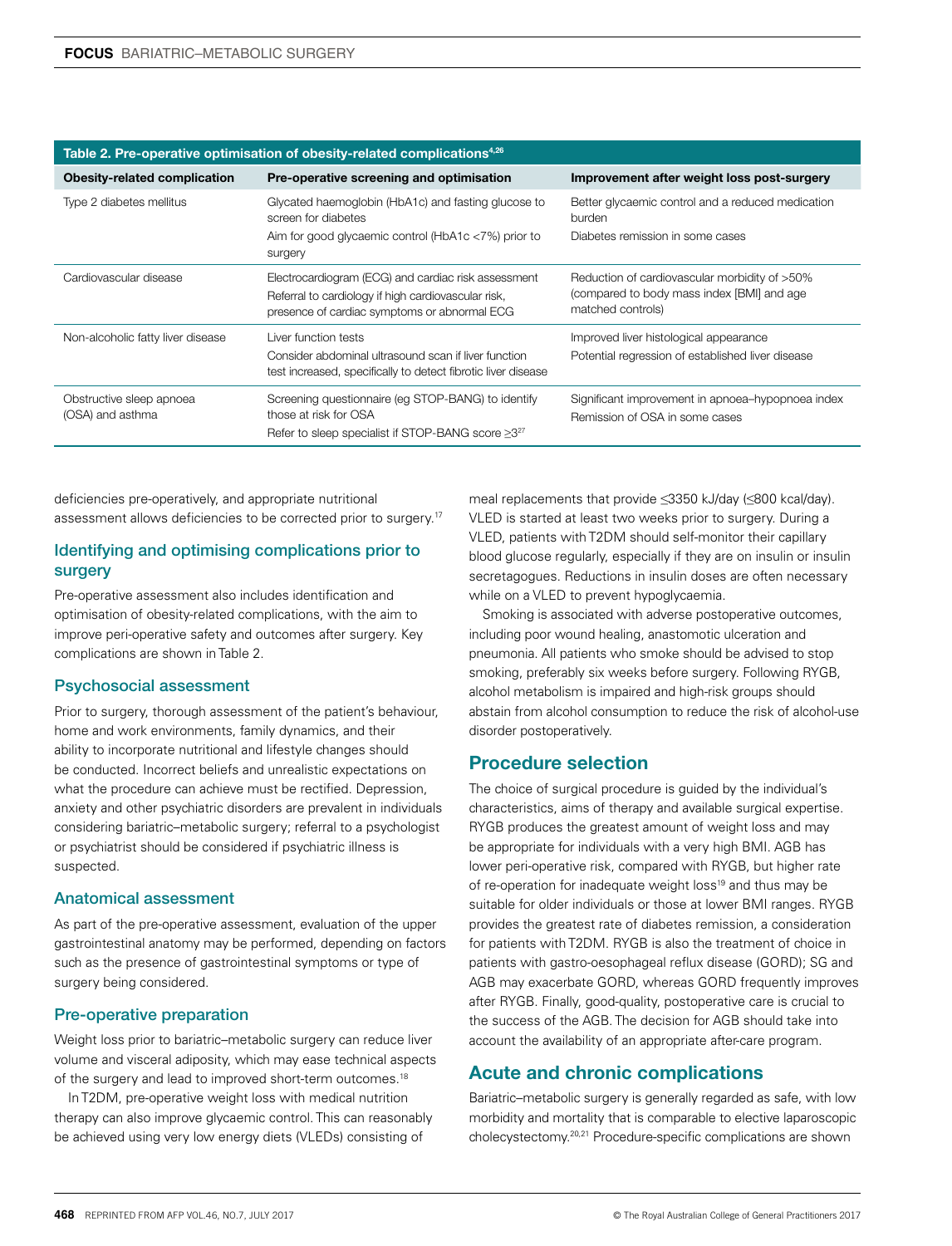**Table 2. Pre-operative optimisation of obesity-related complications[4,26]**

| Obesity-related complication | Pre-operative screening and optimisation | Improvement after weight loss post-surgery |
|---|---|---|
| Type 2 diabetes mellitus | Glycated haemoglobin (HbA1c) and fasting glucose to screen for diabetes<br>Aim for good glycaemic control (HbA1c <7%) prior to surgery | Better glycaemic control and a reduced medication burden<br>Diabetes remission in some cases |
| Cardiovascular disease | Electrocardiogram (ECG) and cardiac risk assessment<br>Referral to cardiology if high cardiovascular risk, presence of cardiac symptoms or abnormal ECG | Reduction of cardiovascular morbidity of >50% (compared to body mass index [BMI] and age matched controls) |
| Non-alcoholic fatty liver disease | Liver function tests<br>Consider abdominal ultrasound scan if liver function test increased, specifically to detect fibrotic liver disease | Improved liver histological appearance<br>Potential regression of established liver disease |
| Obstructive sleep apnoea (OSA) and asthma | Screening questionnaire (eg STOP-BANG) to identify those at risk for OSA<br>Refer to sleep specialist if STOP-BANG score ≥3[27] | Significant improvement in apnoea–hypopnoea index<br>Remission of OSA in some cases |

deficiencies pre-operatively, and appropriate nutritional assessment allows deficiencies to be corrected prior to surgery.[17]

### Identifying and optimising complications prior to surgery

Pre-operative assessment also includes identification and optimisation of obesity-related complications, with the aim to improve peri-operative safety and outcomes after surgery. Key complications are shown in Table 2.

### Psychosocial assessment

Prior to surgery, thorough assessment of the patient's behaviour, home and work environments, family dynamics, and their ability to incorporate nutritional and lifestyle changes should be conducted. Incorrect beliefs and unrealistic expectations on what the procedure can achieve must be rectified. Depression, anxiety and other psychiatric disorders are prevalent in individuals considering bariatric–metabolic surgery; referral to a psychologist or psychiatrist should be considered if psychiatric illness is suspected.

### Anatomical assessment

As part of the pre-operative assessment, evaluation of the upper gastrointestinal anatomy may be performed, depending on factors such as the presence of gastrointestinal symptoms or type of surgery being considered.

### Pre-operative preparation

Weight loss prior to bariatric–metabolic surgery can reduce liver volume and visceral adiposity, which may ease technical aspects of the surgery and lead to improved short-term outcomes.[18]

In T2DM, pre-operative weight loss with medical nutrition therapy can also improve glycaemic control. This can reasonably be achieved using very low energy diets (VLEDs) consisting of meal replacements that provide ≤3350 kJ/day (≤800 kcal/day). VLED is started at least two weeks prior to surgery. During a VLED, patients with T2DM should self-monitor their capillary blood glucose regularly, especially if they are on insulin or insulin secretagogues. Reductions in insulin doses are often necessary while on a VLED to prevent hypoglycaemia.

Smoking is associated with adverse postoperative outcomes, including poor wound healing, anastomotic ulceration and pneumonia. All patients who smoke should be advised to stop smoking, preferably six weeks before surgery. Following RYGB, alcohol metabolism is impaired and high-risk groups should abstain from alcohol consumption to reduce the risk of alcohol-use disorder postoperatively.

## Procedure selection

The choice of surgical procedure is guided by the individual's characteristics, aims of therapy and available surgical expertise. RYGB produces the greatest amount of weight loss and may be appropriate for individuals with a very high BMI. AGB has lower peri-operative risk, compared with RYGB, but higher rate of re-operation for inadequate weight loss[19] and thus may be suitable for older individuals or those at lower BMI ranges. RYGB provides the greatest rate of diabetes remission, a consideration for patients with T2DM. RYGB is also the treatment of choice in patients with gastro-oesophageal reflux disease (GORD); SG and AGB may exacerbate GORD, whereas GORD frequently improves after RYGB. Finally, good-quality, postoperative care is crucial to the success of the AGB. The decision for AGB should take into account the availability of an appropriate after-care program.

## Acute and chronic complications

Bariatric–metabolic surgery is generally regarded as safe, with low morbidity and mortality that is comparable to elective laparoscopic cholecystectomy.[20,21] Procedure-specific complications are shown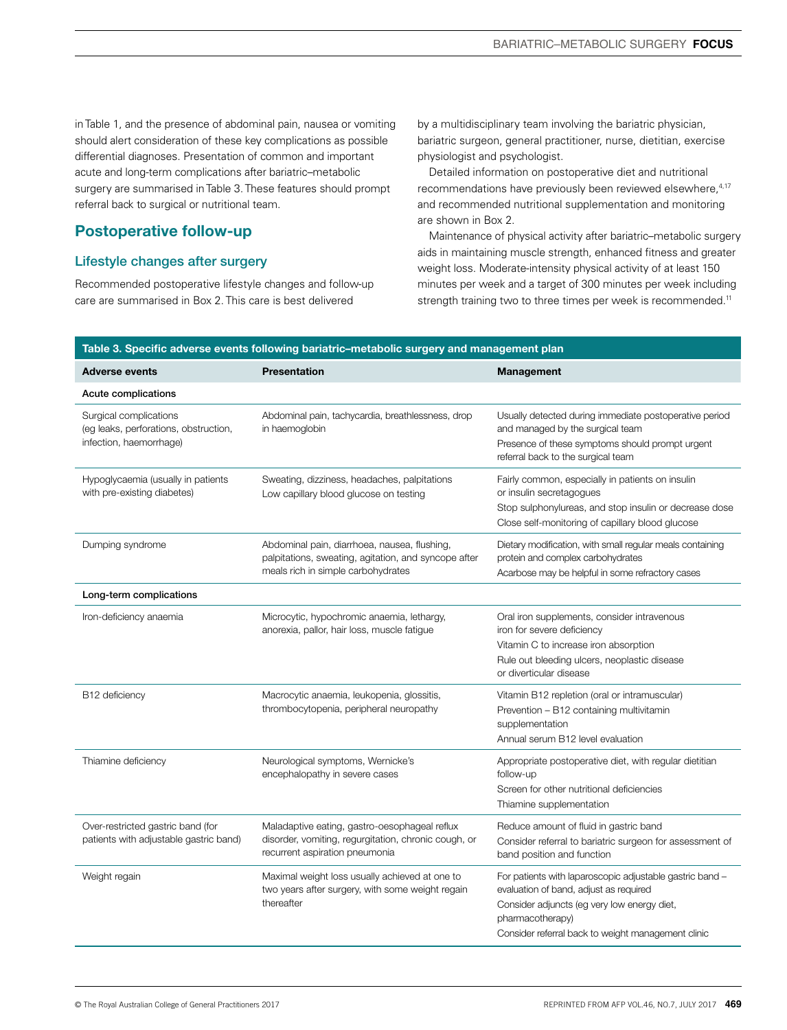in Table 1, and the presence of abdominal pain, nausea or vomiting should alert consideration of these key complications as possible differential diagnoses. Presentation of common and important acute and long-term complications after bariatric–metabolic surgery are summarised in Table 3. These features should prompt referral back to surgical or nutritional team.

## Postoperative follow-up

### Lifestyle changes after surgery

Recommended postoperative lifestyle changes and follow-up care are summarised in Box 2. This care is best delivered by a multidisciplinary team involving the bariatric physician, bariatric surgeon, general practitioner, nurse, dietitian, exercise physiologist and psychologist.

Detailed information on postoperative diet and nutritional recommendations have previously been reviewed elsewhere,[4,17] and recommended nutritional supplementation and monitoring are shown in Box 2.

Maintenance of physical activity after bariatric–metabolic surgery aids in maintaining muscle strength, enhanced fitness and greater weight loss. Moderate-intensity physical activity of at least 150 minutes per week and a target of 300 minutes per week including strength training two to three times per week is recommended.[11]

**Table 3. Specific adverse events following bariatric–metabolic surgery and management plan**

| Adverse events | Presentation | Management |
|---|---|---|
| **Acute complications** | | |
| Surgical complications (eg leaks, perforations, obstruction, infection, haemorrhage) | Abdominal pain, tachycardia, breathlessness, drop in haemoglobin | Usually detected during immediate postoperative period and managed by the surgical team<br>Presence of these symptoms should prompt urgent referral back to the surgical team |
| Hypoglycaemia (usually in patients with pre-existing diabetes) | Sweating, dizziness, headaches, palpitations<br>Low capillary blood glucose on testing | Fairly common, especially in patients on insulin or insulin secretagogues<br>Stop sulphonylureas, and stop insulin or decrease dose<br>Close self-monitoring of capillary blood glucose |
| Dumping syndrome | Abdominal pain, diarrhoea, nausea, flushing, palpitations, sweating, agitation, and syncope after meals rich in simple carbohydrates | Dietary modification, with small regular meals containing protein and complex carbohydrates<br>Acarbose may be helpful in some refractory cases |
| **Long-term complications** | | |
| Iron-deficiency anaemia | Microcytic, hypochromic anaemia, lethargy, anorexia, pallor, hair loss, muscle fatigue | Oral iron supplements, consider intravenous iron for severe deficiency<br>Vitamin C to increase iron absorption<br>Rule out bleeding ulcers, neoplastic disease or diverticular disease |
| B12 deficiency | Macrocytic anaemia, leukopenia, glossitis, thrombocytopenia, peripheral neuropathy | Vitamin B12 repletion (oral or intramuscular)<br>Prevention – B12 containing multivitamin supplementation<br>Annual serum B12 level evaluation |
| Thiamine deficiency | Neurological symptoms, Wernicke's encephalopathy in severe cases | Appropriate postoperative diet, with regular dietitian follow-up<br>Screen for other nutritional deficiencies<br>Thiamine supplementation |
| Over-restricted gastric band (for patients with adjustable gastric band) | Maladaptive eating, gastro-oesophageal reflux disorder, vomiting, regurgitation, chronic cough, or recurrent aspiration pneumonia | Reduce amount of fluid in gastric band<br>Consider referral to bariatric surgeon for assessment of band position and function |
| Weight regain | Maximal weight loss usually achieved at one to two years after surgery, with some weight regain thereafter | For patients with laparoscopic adjustable gastric band – evaluation of band, adjust as required<br>Consider adjuncts (eg very low energy diet, pharmacotherapy)<br>Consider referral back to weight management clinic |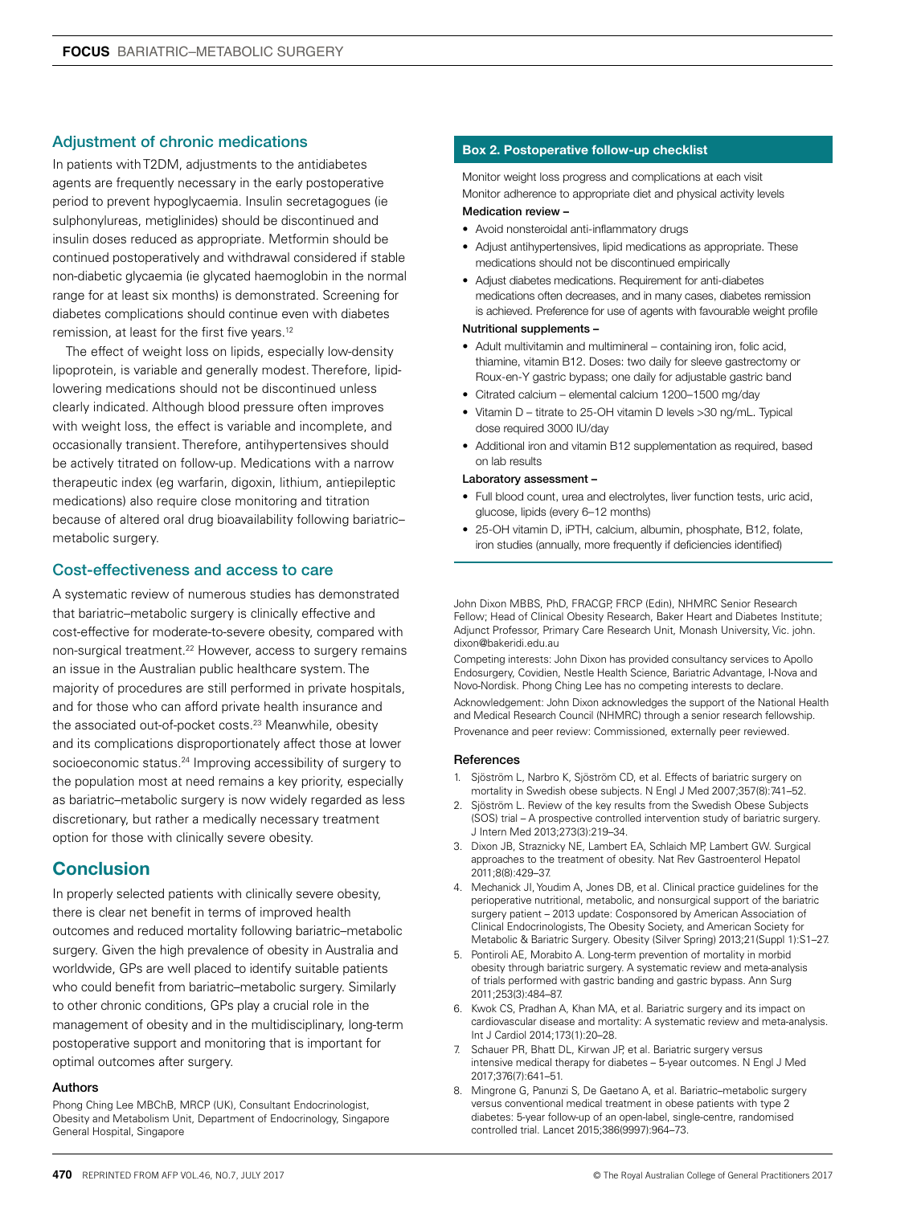## Adjustment of chronic medications

In patients with T2DM, adjustments to the antidiabetes agents are frequently necessary in the early postoperative period to prevent hypoglycaemia. Insulin secretagogues (ie sulphonylureas, metiglinides) should be discontinued and insulin doses reduced as appropriate. Metformin should be continued postoperatively and withdrawal considered if stable non-diabetic glycaemia (ie glycated haemoglobin in the normal range for at least six months) is demonstrated. Screening for diabetes complications should continue even with diabetes remission, at least for the first five years.[12]

The effect of weight loss on lipids, especially low-density lipoprotein, is variable and generally modest. Therefore, lipid-lowering medications should not be discontinued unless clearly indicated. Although blood pressure often improves with weight loss, the effect is variable and incomplete, and occasionally transient. Therefore, antihypertensives should be actively titrated on follow-up. Medications with a narrow therapeutic index (eg warfarin, digoxin, lithium, antiepileptic medications) also require close monitoring and titration because of altered oral drug bioavailability following bariatric–metabolic surgery.

## Cost-effectiveness and access to care

A systematic review of numerous studies has demonstrated that bariatric–metabolic surgery is clinically effective and cost-effective for moderate-to-severe obesity, compared with non-surgical treatment.[22] However, access to surgery remains an issue in the Australian public healthcare system. The majority of procedures are still performed in private hospitals, and for those who can afford private health insurance and the associated out-of-pocket costs.[23] Meanwhile, obesity and its complications disproportionately affect those at lower socioeconomic status.[24] Improving accessibility of surgery to the population most at need remains a key priority, especially as bariatric–metabolic surgery is now widely regarded as less discretionary, but rather a medically necessary treatment option for those with clinically severe obesity.

# Conclusion

In properly selected patients with clinically severe obesity, there is clear net benefit in terms of improved health outcomes and reduced mortality following bariatric–metabolic surgery. Given the high prevalence of obesity in Australia and worldwide, GPs are well placed to identify suitable patients who could benefit from bariatric–metabolic surgery. Similarly to other chronic conditions, GPs play a crucial role in the management of obesity and in the multidisciplinary, long-term postoperative support and monitoring that is important for optimal outcomes after surgery.

### Authors

Phong Ching Lee MBChB, MRCP (UK), Consultant Endocrinologist, Obesity and Metabolism Unit, Department of Endocrinology, Singapore General Hospital, Singapore

John Dixon MBBS, PhD, FRACGP, FRCP (Edin), NHMRC Senior Research Fellow; Head of Clinical Obesity Research, Baker Heart and Diabetes Institute; Adjunct Professor, Primary Care Research Unit, Monash University, Vic. john.dixon@bakeridi.edu.au

Competing interests: John Dixon has provided consultancy services to Apollo Endosurgery, Covidien, Nestle Health Science, Bariatric Advantage, I-Nova and Novo-Nordisk. Phong Ching Lee has no competing interests to declare.

Acknowledgement: John Dixon acknowledges the support of the National Health and Medical Research Council (NHMRC) through a senior research fellowship.

Provenance and peer review: Commissioned, externally peer reviewed.

### Box 2. Postoperative follow-up checklist

Monitor weight loss progress and complications at each visit

Monitor adherence to appropriate diet and physical activity levels

**Medication review –**

- Avoid nonsteroidal anti-inflammatory drugs
- Adjust antihypertensives, lipid medications as appropriate. These medications should not be discontinued empirically
- Adjust diabetes medications. Requirement for anti-diabetes medications often decreases, and in many cases, diabetes remission is achieved. Preference for use of agents with favourable weight profile

**Nutritional supplements –**

- Adult multivitamin and multimineral – containing iron, folic acid, thiamine, vitamin B12. Doses: two daily for sleeve gastrectomy or Roux-en-Y gastric bypass; one daily for adjustable gastric band
- Citrated calcium – elemental calcium 1200–1500 mg/day
- Vitamin D – titrate to 25-OH vitamin D levels >30 ng/mL. Typical dose required 3000 IU/day
- Additional iron and vitamin B12 supplementation as required, based on lab results

**Laboratory assessment –**

- Full blood count, urea and electrolytes, liver function tests, uric acid, glucose, lipids (every 6–12 months)
- 25-OH vitamin D, iPTH, calcium, albumin, phosphate, B12, folate, iron studies (annually, more frequently if deficiencies identified)

### References

1. Sjöström L, Narbro K, Sjöström CD, et al. Effects of bariatric surgery on mortality in Swedish obese subjects. N Engl J Med 2007;357(8):741–52.
2. Sjöström L. Review of the key results from the Swedish Obese Subjects (SOS) trial – A prospective controlled intervention study of bariatric surgery. J Intern Med 2013;273(3):219–34.
3. Dixon JB, Straznicky NE, Lambert EA, Schlaich MP, Lambert GW. Surgical approaches to the treatment of obesity. Nat Rev Gastroenterol Hepatol 2011;8(8):429–37.
4. Mechanick JI, Youdim A, Jones DB, et al. Clinical practice guidelines for the perioperative nutritional, metabolic, and nonsurgical support of the bariatric surgery patient – 2013 update: Cosponsored by American Association of Clinical Endocrinologists, The Obesity Society, and American Society for Metabolic & Bariatric Surgery. Obesity (Silver Spring) 2013;21(Suppl 1):S1–27.
5. Pontiroli AE, Morabito A. Long-term prevention of mortality in morbid obesity through bariatric surgery. A systematic review and meta-analysis of trials performed with gastric banding and gastric bypass. Ann Surg 2011;253(3):484–87.
6. Kwok CS, Pradhan A, Khan MA, et al. Bariatric surgery and its impact on cardiovascular disease and mortality: A systematic review and meta-analysis. Int J Cardiol 2014;173(1):20–28.
7. Schauer PR, Bhatt DL, Kirwan JP, et al. Bariatric surgery versus intensive medical therapy for diabetes – 5-year outcomes. N Engl J Med 2017;376(7):641–51.
8. Mingrone G, Panunzi S, De Gaetano A, et al. Bariatric–metabolic surgery versus conventional medical treatment in obese patients with type 2 diabetes: 5-year follow-up of an open-label, single-centre, randomised controlled trial. Lancet 2015;386(9997):964–73.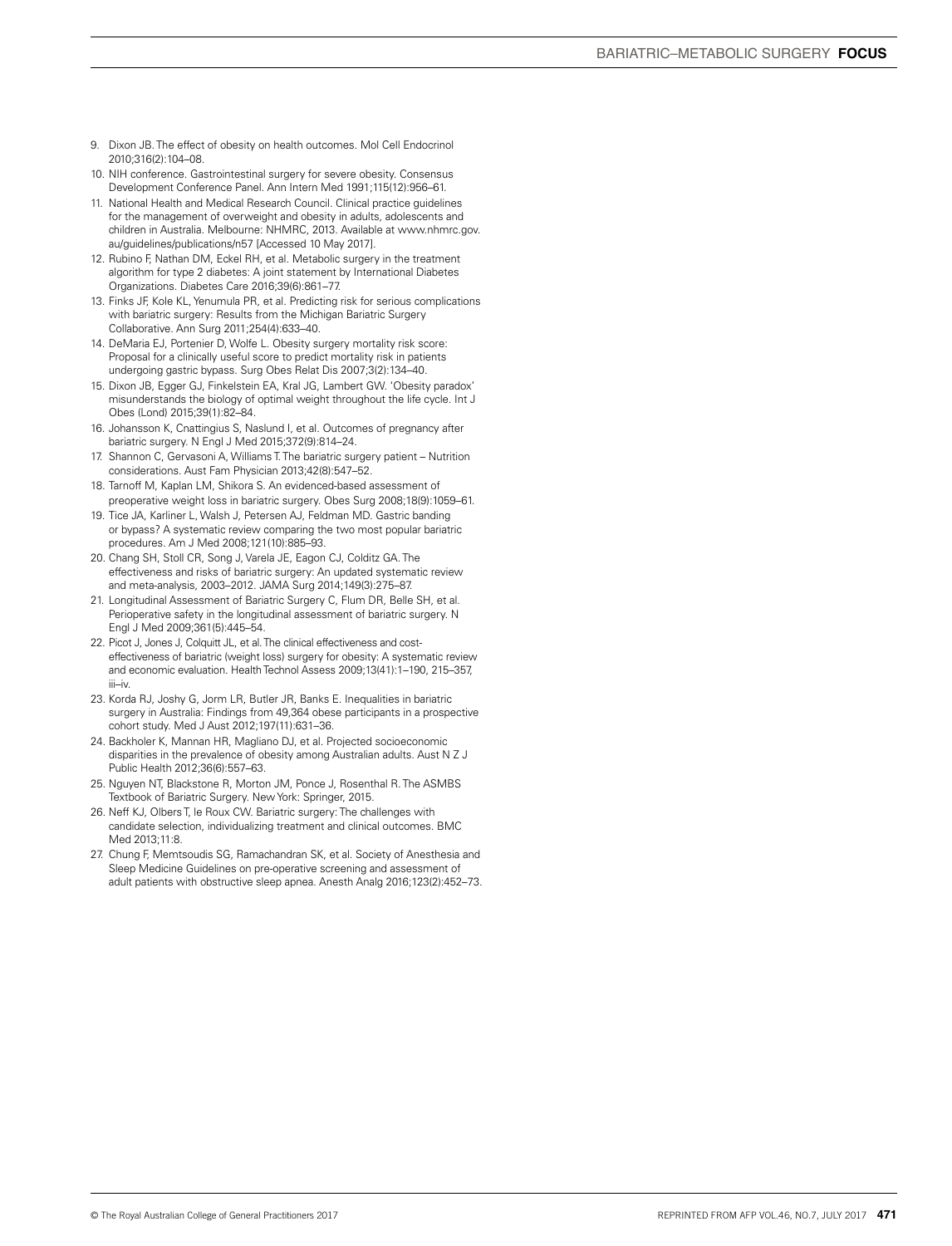9. Dixon JB. The effect of obesity on health outcomes. Mol Cell Endocrinol 2010;316(2):104–08.
10. NIH conference. Gastrointestinal surgery for severe obesity. Consensus Development Conference Panel. Ann Intern Med 1991;115(12):956–61.
11. National Health and Medical Research Council. Clinical practice guidelines for the management of overweight and obesity in adults, adolescents and children in Australia. Melbourne: NHMRC, 2013. Available at www.nhmrc.gov.au/guidelines/publications/n57 [Accessed 10 May 2017].
12. Rubino F, Nathan DM, Eckel RH, et al. Metabolic surgery in the treatment algorithm for type 2 diabetes: A joint statement by International Diabetes Organizations. Diabetes Care 2016;39(6):861–77.
13. Finks JF, Kole KL, Yenumula PR, et al. Predicting risk for serious complications with bariatric surgery: Results from the Michigan Bariatric Surgery Collaborative. Ann Surg 2011;254(4):633–40.
14. DeMaria EJ, Portenier D, Wolfe L. Obesity surgery mortality risk score: Proposal for a clinically useful score to predict mortality risk in patients undergoing gastric bypass. Surg Obes Relat Dis 2007;3(2):134–40.
15. Dixon JB, Egger GJ, Finkelstein EA, Kral JG, Lambert GW. 'Obesity paradox' misunderstands the biology of optimal weight throughout the life cycle. Int J Obes (Lond) 2015;39(1):82–84.
16. Johansson K, Cnattingius S, Naslund I, et al. Outcomes of pregnancy after bariatric surgery. N Engl J Med 2015;372(9):814–24.
17. Shannon C, Gervasoni A, Williams T. The bariatric surgery patient – Nutrition considerations. Aust Fam Physician 2013;42(8):547–52.
18. Tarnoff M, Kaplan LM, Shikora S. An evidenced-based assessment of preoperative weight loss in bariatric surgery. Obes Surg 2008;18(9):1059–61.
19. Tice JA, Karliner L, Walsh J, Petersen AJ, Feldman MD. Gastric banding or bypass? A systematic review comparing the two most popular bariatric procedures. Am J Med 2008;121(10):885–93.
20. Chang SH, Stoll CR, Song J, Varela JE, Eagon CJ, Colditz GA. The effectiveness and risks of bariatric surgery: An updated systematic review and meta-analysis, 2003–2012. JAMA Surg 2014;149(3):275–87.
21. Longitudinal Assessment of Bariatric Surgery C, Flum DR, Belle SH, et al. Perioperative safety in the longitudinal assessment of bariatric surgery. N Engl J Med 2009;361(5):445–54.
22. Picot J, Jones J, Colquitt JL, et al. The clinical effectiveness and cost-effectiveness of bariatric (weight loss) surgery for obesity: A systematic review and economic evaluation. Health Technol Assess 2009;13(41):1–190, 215–357, iii–iv.
23. Korda RJ, Joshy G, Jorm LR, Butler JR, Banks E. Inequalities in bariatric surgery in Australia: Findings from 49,364 obese participants in a prospective cohort study. Med J Aust 2012;197(11):631–36.
24. Backholer K, Mannan HR, Magliano DJ, et al. Projected socioeconomic disparities in the prevalence of obesity among Australian adults. Aust N Z J Public Health 2012;36(6):557–63.
25. Nguyen NT, Blackstone R, Morton JM, Ponce J, Rosenthal R. The ASMBS Textbook of Bariatric Surgery. New York: Springer, 2015.
26. Neff KJ, Olbers T, le Roux CW. Bariatric surgery: The challenges with candidate selection, individualizing treatment and clinical outcomes. BMC Med 2013;11:8.
27. Chung F, Memtsoudis SG, Ramachandran SK, et al. Society of Anesthesia and Sleep Medicine Guidelines on pre-operative screening and assessment of adult patients with obstructive sleep apnea. Anesth Analg 2016;123(2):452–73.